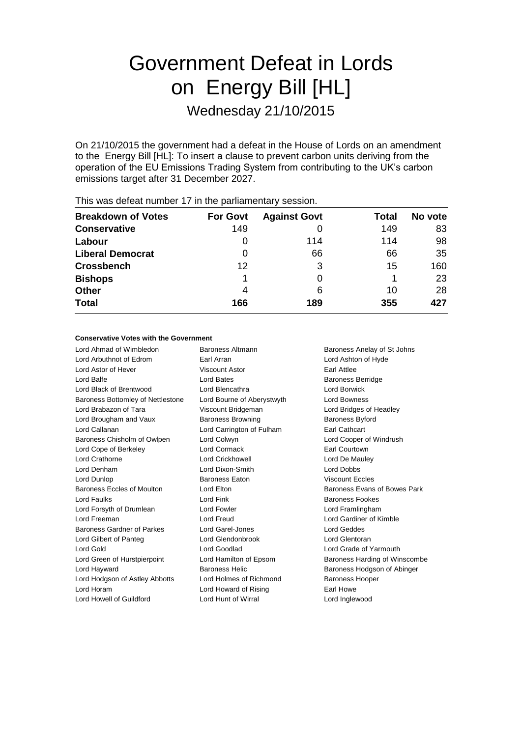# Government Defeat in Lords on Energy Bill [HL]

## Wednesday 21/10/2015

On 21/10/2015 the government had a defeat in the House of Lords on an amendment to the Energy Bill [HL]: To insert a clause to prevent carbon units deriving from the operation of the EU Emissions Trading System from contributing to the UK's carbon emissions target after 31 December 2027.

This was defeat number 17 in the parliamentary session.

| Breakdown of Votes | For Govt | Against Govt | Total | No vote |
|---|---|---|---|---|
| **Conservative** | 149 | 0 | 149 | 83 |
| **Labour** | 0 | 114 | 114 | 98 |
| **Liberal Democrat** | 0 | 66 | 66 | 35 |
| **Crossbench** | 12 | 3 | 15 | 160 |
| **Bishops** | 1 | 0 | 1 | 23 |
| **Other** | 4 | 6 | 10 | 28 |
| **Total** | **166** | **189** | **355** | **427** |

**Conservative Votes with the Government**

Lord Ahmad of Wimbledon, Baroness Altmann, Baroness Anelay of St Johns, Lord Arbuthnot of Edrom, Earl Arran, Lord Ashton of Hyde, Lord Astor of Hever, Viscount Astor, Earl Attlee, Lord Balfe, Lord Bates, Baroness Berridge, Lord Black of Brentwood, Lord Blencathra, Lord Borwick, Baroness Bottomley of Nettlestone, Lord Bourne of Aberystwyth, Lord Bowness, Lord Brabazon of Tara, Viscount Bridgeman, Lord Bridges of Headley, Lord Brougham and Vaux, Baroness Browning, Baroness Byford, Lord Callanan, Lord Carrington of Fulham, Earl Cathcart, Baroness Chisholm of Owlpen, Lord Colwyn, Lord Cooper of Windrush, Lord Cope of Berkeley, Lord Cormack, Earl Courtown, Lord Crathorne, Lord Crickhowell, Lord De Mauley, Lord Denham, Lord Dixon-Smith, Lord Dobbs, Lord Dunlop, Baroness Eaton, Viscount Eccles, Baroness Eccles of Moulton, Lord Elton, Baroness Evans of Bowes Park, Lord Faulks, Lord Fink, Baroness Fookes, Lord Forsyth of Drumlean, Lord Fowler, Lord Framlingham, Lord Freeman, Lord Freud, Lord Gardiner of Kimble, Baroness Gardner of Parkes, Lord Garel-Jones, Lord Geddes, Lord Gilbert of Panteg, Lord Glendonbrook, Lord Glentoran, Lord Gold, Lord Goodlad, Lord Grade of Yarmouth, Lord Green of Hurstpierpoint, Lord Hamilton of Epsom, Baroness Harding of Winscombe, Lord Hayward, Baroness Helic, Baroness Hodgson of Abinger, Lord Hodgson of Astley Abbotts, Lord Holmes of Richmond, Baroness Hooper, Lord Horam, Lord Howard of Rising, Earl Howe, Lord Howell of Guildford, Lord Hunt of Wirral, Lord Inglewood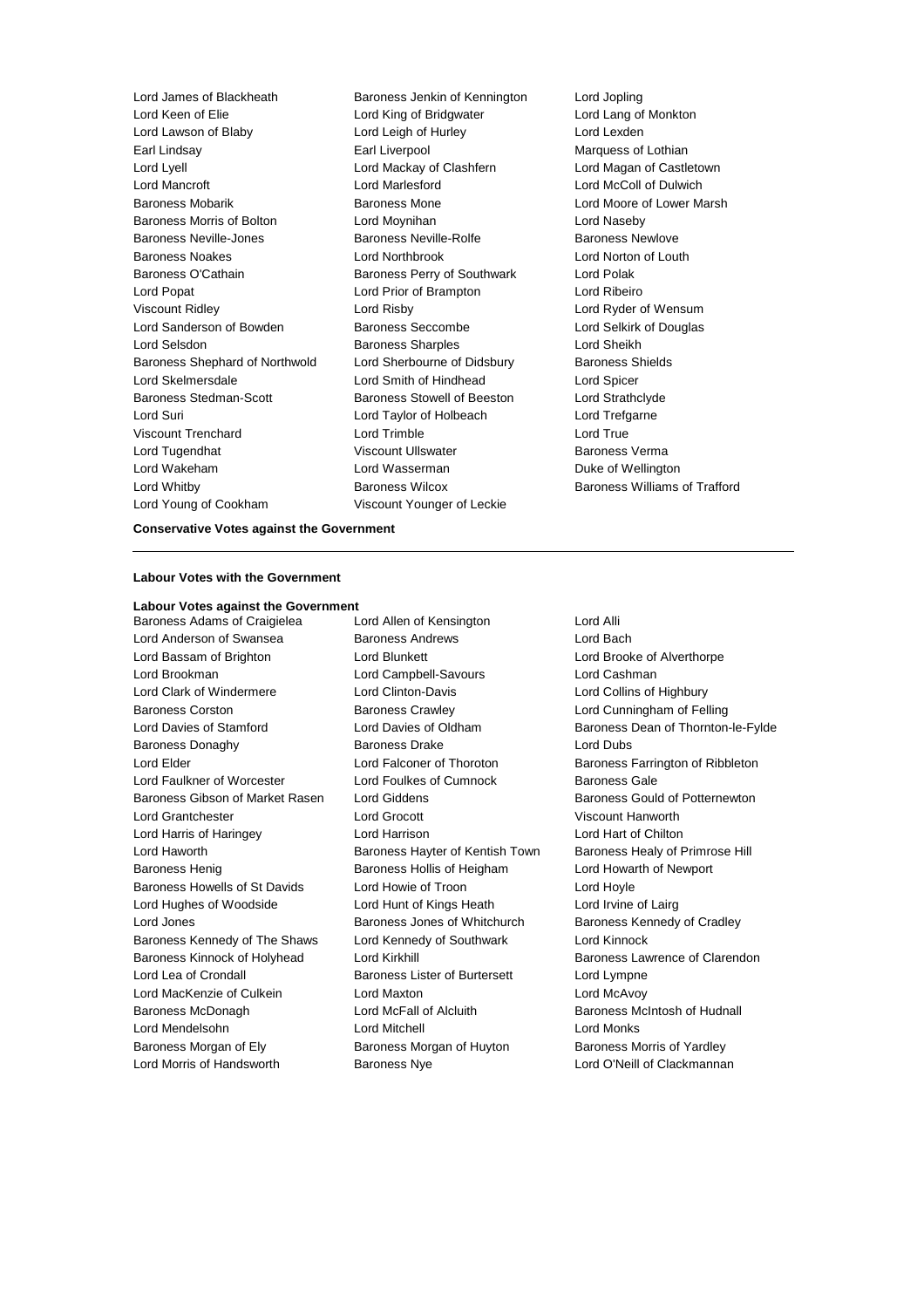Lord James of Blackheath
Baroness Jenkin of Kennington
Lord Jopling
Lord Keen of Elie
Lord King of Bridgwater
Lord Lang of Monkton
Lord Lawson of Blaby
Lord Leigh of Hurley
Lord Lexden
Earl Lindsay
Earl Liverpool
Marquess of Lothian
Lord Lyell
Lord Mackay of Clashfern
Lord Magan of Castletown
Lord Mancroft
Lord Marlesford
Lord McColl of Dulwich
Baroness Mobarik
Baroness Mone
Lord Moore of Lower Marsh
Baroness Morris of Bolton
Lord Moynihan
Lord Naseby
Baroness Neville-Jones
Baroness Neville-Rolfe
Baroness Newlove
Baroness Noakes
Lord Northbrook
Lord Norton of Louth
Baroness O'Cathain
Baroness Perry of Southwark
Lord Polak
Lord Popat
Lord Prior of Brampton
Lord Ribeiro
Viscount Ridley
Lord Risby
Lord Ryder of Wensum
Lord Sanderson of Bowden
Baroness Seccombe
Lord Selkirk of Douglas
Lord Selsdon
Baroness Sharples
Lord Sheikh
Baroness Shephard of Northwold
Lord Sherbourne of Didsbury
Baroness Shields
Lord Skelmersdale
Lord Smith of Hindhead
Lord Spicer
Baroness Stedman-Scott
Baroness Stowell of Beeston
Lord Strathclyde
Lord Suri
Lord Taylor of Holbeach
Lord Trefgarne
Viscount Trenchard
Lord Trimble
Lord True
Lord Tugendhat
Viscount Ullswater
Baroness Verma
Lord Wakeham
Lord Wasserman
Duke of Wellington
Lord Whitby
Baroness Wilcox
Baroness Williams of Trafford
Lord Young of Cookham
Viscount Younger of Leckie

**Conservative Votes against the Government**

---

**Labour Votes with the Government**

**Labour Votes against the Government**

Baroness Adams of Craigielea
Lord Allen of Kensington
Lord Alli
Lord Anderson of Swansea
Baroness Andrews
Lord Bach
Lord Bassam of Brighton
Lord Blunkett
Lord Brooke of Alverthorpe
Lord Brookman
Lord Campbell-Savours
Lord Cashman
Lord Clark of Windermere
Lord Clinton-Davis
Lord Collins of Highbury
Baroness Corston
Baroness Crawley
Lord Cunningham of Felling
Lord Davies of Stamford
Lord Davies of Oldham
Baroness Dean of Thornton-le-Fylde
Baroness Donaghy
Baroness Drake
Lord Dubs
Lord Elder
Lord Falconer of Thoroton
Baroness Farrington of Ribbleton
Lord Faulkner of Worcester
Lord Foulkes of Cumnock
Baroness Gale
Baroness Gibson of Market Rasen
Lord Giddens
Baroness Gould of Potternewton
Lord Grantchester
Lord Grocott
Viscount Hanworth
Lord Harris of Haringey
Lord Harrison
Lord Hart of Chilton
Lord Haworth
Baroness Hayter of Kentish Town
Baroness Healy of Primrose Hill
Baroness Henig
Baroness Hollis of Heigham
Lord Howarth of Newport
Baroness Howells of St Davids
Lord Howie of Troon
Lord Hoyle
Lord Hughes of Woodside
Lord Hunt of Kings Heath
Lord Irvine of Lairg
Lord Jones
Baroness Jones of Whitchurch
Baroness Kennedy of Cradley
Baroness Kennedy of The Shaws
Lord Kennedy of Southwark
Lord Kinnock
Baroness Kinnock of Holyhead
Lord Kirkhill
Baroness Lawrence of Clarendon
Lord Lea of Crondall
Baroness Lister of Burtersett
Lord Lympne
Lord MacKenzie of Culkein
Lord Maxton
Lord McAvoy
Baroness McDonagh
Lord McFall of Alcluith
Baroness McIntosh of Hudnall
Lord Mendelsohn
Lord Mitchell
Lord Monks
Baroness Morgan of Ely
Baroness Morgan of Huyton
Baroness Morris of Yardley
Lord Morris of Handsworth
Baroness Nye
Lord O'Neill of Clackmannan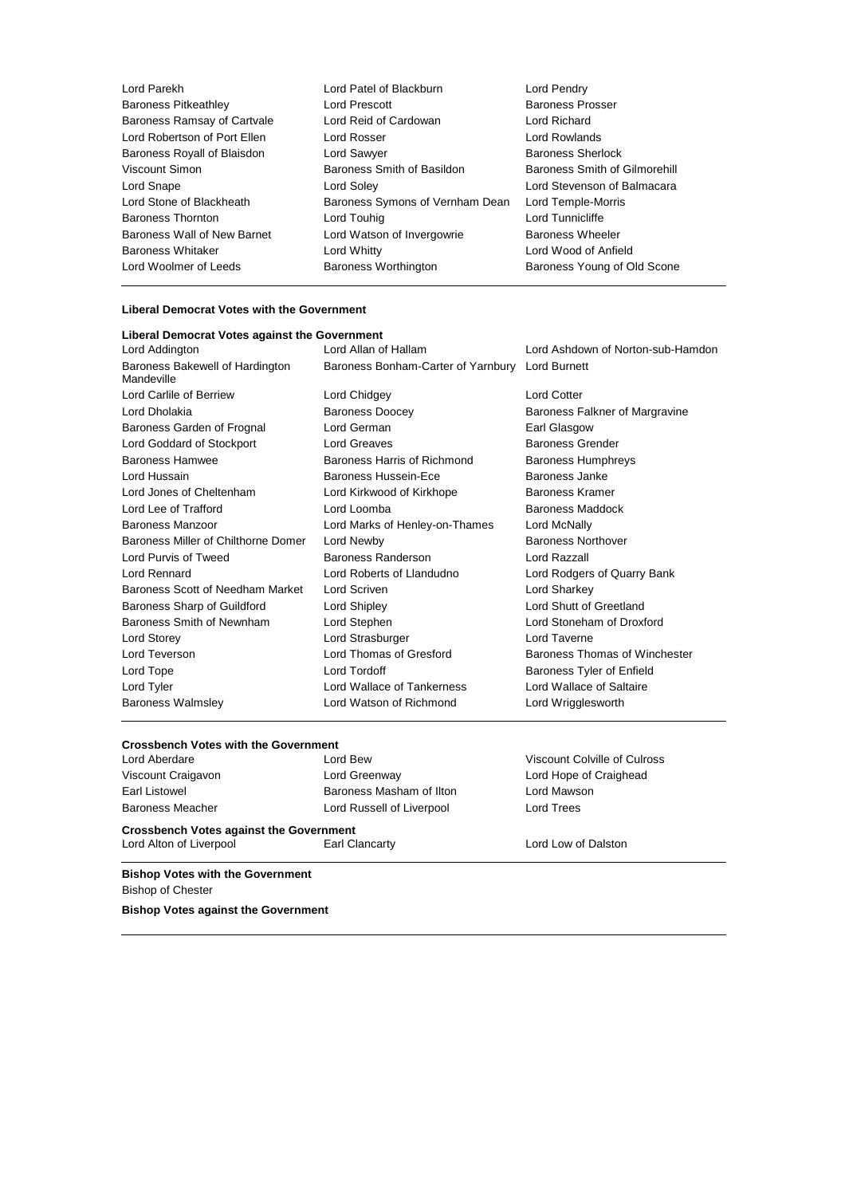| | | |
|---|---|---|
| Lord Parekh | Lord Patel of Blackburn | Lord Pendry |
| Baroness Pitkeathley | Lord Prescott | Baroness Prosser |
| Baroness Ramsay of Cartvale | Lord Reid of Cardowan | Lord Richard |
| Lord Robertson of Port Ellen | Lord Rosser | Lord Rowlands |
| Baroness Royall of Blaisdon | Lord Sawyer | Baroness Sherlock |
| Viscount Simon | Baroness Smith of Basildon | Baroness Smith of Gilmorehill |
| Lord Snape | Lord Soley | Lord Stevenson of Balmacara |
| Lord Stone of Blackheath | Baroness Symons of Vernham Dean | Lord Temple-Morris |
| Baroness Thornton | Lord Touhig | Lord Tunnicliffe |
| Baroness Wall of New Barnet | Lord Watson of Invergowrie | Baroness Wheeler |
| Baroness Whitaker | Lord Whitty | Lord Wood of Anfield |
| Lord Woolmer of Leeds | Baroness Worthington | Baroness Young of Old Scone |

**Liberal Democrat Votes with the Government**

**Liberal Democrat Votes against the Government**

| | | |
|---|---|---|
| Lord Addington | Lord Allan of Hallam | Lord Ashdown of Norton-sub-Hamdon |
| Baroness Bakewell of Hardington Mandeville | Baroness Bonham-Carter of Yarnbury | Lord Burnett |
| Lord Carlile of Berriew | Lord Chidgey | Lord Cotter |
| Lord Dholakia | Baroness Doocey | Baroness Falkner of Margravine |
| Baroness Garden of Frognal | Lord German | Earl Glasgow |
| Lord Goddard of Stockport | Lord Greaves | Baroness Grender |
| Baroness Hamwee | Baroness Harris of Richmond | Baroness Humphreys |
| Lord Hussain | Baroness Hussein-Ece | Baroness Janke |
| Lord Jones of Cheltenham | Lord Kirkwood of Kirkhope | Baroness Kramer |
| Lord Lee of Trafford | Lord Loomba | Baroness Maddock |
| Baroness Manzoor | Lord Marks of Henley-on-Thames | Lord McNally |
| Baroness Miller of Chilthorne Domer | Lord Newby | Baroness Northover |
| Lord Purvis of Tweed | Baroness Randerson | Lord Razzall |
| Lord Rennard | Lord Roberts of Llandudno | Lord Rodgers of Quarry Bank |
| Baroness Scott of Needham Market | Lord Scriven | Lord Sharkey |
| Baroness Sharp of Guildford | Lord Shipley | Lord Shutt of Greetland |
| Baroness Smith of Newnham | Lord Stephen | Lord Stoneham of Droxford |
| Lord Storey | Lord Strasburger | Lord Taverne |
| Lord Teverson | Lord Thomas of Gresford | Baroness Thomas of Winchester |
| Lord Tope | Lord Tordoff | Baroness Tyler of Enfield |
| Lord Tyler | Lord Wallace of Tankerness | Lord Wallace of Saltaire |
| Baroness Walmsley | Lord Watson of Richmond | Lord Wrigglesworth |

**Crossbench Votes with the Government**

| | | |
|---|---|---|
| Lord Aberdare | Lord Bew | Viscount Colville of Culross |
| Viscount Craigavon | Lord Greenway | Lord Hope of Craighead |
| Earl Listowel | Baroness Masham of Ilton | Lord Mawson |
| Baroness Meacher | Lord Russell of Liverpool | Lord Trees |

**Crossbench Votes against the Government**

| | | |
|---|---|---|
| Lord Alton of Liverpool | Earl Clancarty | Lord Low of Dalston |

**Bishop Votes with the Government**

Bishop of Chester

**Bishop Votes against the Government**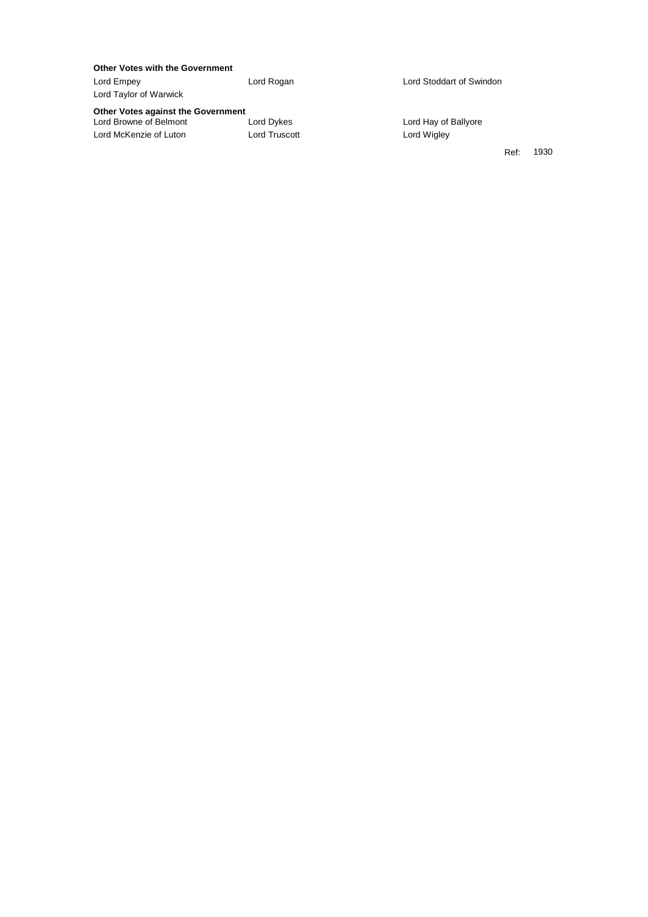**Other Votes with the Government**

| | | |
|---|---|---|
| Lord Empey | Lord Rogan | Lord Stoddart of Swindon |
| Lord Taylor of Warwick | | |

**Other Votes against the Government**

| | | |
|---|---|---|
| Lord Browne of Belmont | Lord Dykes | Lord Hay of Ballyore |
| Lord McKenzie of Luton | Lord Truscott | Lord Wigley |

Ref: 1930